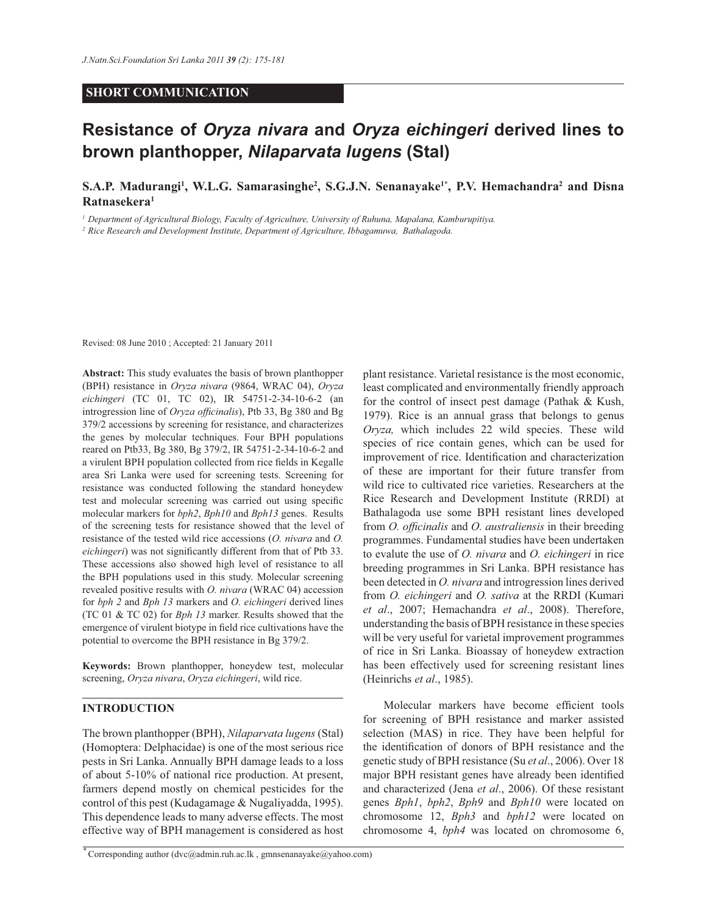**SHORT COMMUNICATION**

# Resistance of *Oryza nivara* and *Oryza eichingeri* derived lines to brown planthopper, *Nilaparvata lugens* (Stal)

**S.A.P. Madurangi[1], W.L.G. Samarasinghe[2], S.G.J.N. Senanayake[1*], P.V. Hemachandra[2] and Disna Ratnasekera[1]**

[1] *Department of Agricultural Biology, Faculty of Agriculture, University of Ruhuna, Mapalana, Kamburupitiya.*

[2] *Rice Research and Development Institute, Department of Agriculture, Ibbagamuwa, Bathalagoda.*

Revised: 08 June 2010 ; Accepted: 21 January 2011

**Abstract:** This study evaluates the basis of brown planthopper (BPH) resistance in *Oryza nivara* (9864, WRAC 04), *Oryza eichingeri* (TC 01, TC 02), IR 54751-2-34-10-6-2 (an introgression line of *Oryza officinalis*), Ptb 33, Bg 380 and Bg 379/2 accessions by screening for resistance, and characterizes the genes by molecular techniques. Four BPH populations reared on Ptb33, Bg 380, Bg 379/2, IR 54751-2-34-10-6-2 and a virulent BPH population collected from rice fields in Kegalle area Sri Lanka were used for screening tests. Screening for resistance was conducted following the standard honeydew test and molecular screening was carried out using specific molecular markers for *bph2*, *Bph10* and *Bph13* genes. Results of the screening tests for resistance showed that the level of resistance of the tested wild rice accessions (*O. nivara* and *O. eichingeri*) was not significantly different from that of Ptb 33. These accessions also showed high level of resistance to all the BPH populations used in this study. Molecular screening revealed positive results with *O. nivara* (WRAC 04) accession for *bph 2* and *Bph 13* markers and *O. eichingeri* derived lines (TC 01 & TC 02) for *Bph 13* marker. Results showed that the emergence of virulent biotype in field rice cultivations have the potential to overcome the BPH resistance in Bg 379/2.

**Keywords:** Brown planthopper, honeydew test, molecular screening, *Oryza nivara*, *Oryza eichingeri*, wild rice.

## INTRODUCTION

The brown planthopper (BPH), *Nilaparvata lugens* (Stal) (Homoptera: Delphacidae) is one of the most serious rice pests in Sri Lanka. Annually BPH damage leads to a loss of about 5-10% of national rice production. At present, farmers depend mostly on chemical pesticides for the control of this pest (Kudagamage & Nugaliyadda, 1995). This dependence leads to many adverse effects. The most effective way of BPH management is considered as host plant resistance. Varietal resistance is the most economic, least complicated and environmentally friendly approach for the control of insect pest damage (Pathak & Kush, 1979). Rice is an annual grass that belongs to genus *Oryza,* which includes 22 wild species. These wild species of rice contain genes, which can be used for improvement of rice. Identification and characterization of these are important for their future transfer from wild rice to cultivated rice varieties. Researchers at the Rice Research and Development Institute (RRDI) at Bathalagoda use some BPH resistant lines developed from *O. officinalis* and *O. australiensis* in their breeding programmes. Fundamental studies have been undertaken to evalute the use of *O. nivara* and *O. eichingeri* in rice breeding programmes in Sri Lanka. BPH resistance has been detected in *O. nivara* and introgression lines derived from *O. eichingeri* and *O. sativa* at the RRDI (Kumari *et al*., 2007; Hemachandra *et al*., 2008). Therefore, understanding the basis of BPH resistance in these species will be very useful for varietal improvement programmes of rice in Sri Lanka. Bioassay of honeydew extraction has been effectively used for screening resistant lines (Heinrichs *et al*., 1985).

Molecular markers have become efficient tools for screening of BPH resistance and marker assisted selection (MAS) in rice. They have been helpful for the identification of donors of BPH resistance and the genetic study of BPH resistance (Su *et al*., 2006). Over 18 major BPH resistant genes have already been identified and characterized (Jena *et al*., 2006). Of these resistant genes *Bph1*, *bph2*, *Bph9* and *Bph10* were located on chromosome 12, *Bph3* and *bph12* were located on chromosome 4, *bph4* was located on chromosome 6,

\* Corresponding author (dvc@admin.ruh.ac.lk , gmnsenanayake@yahoo.com)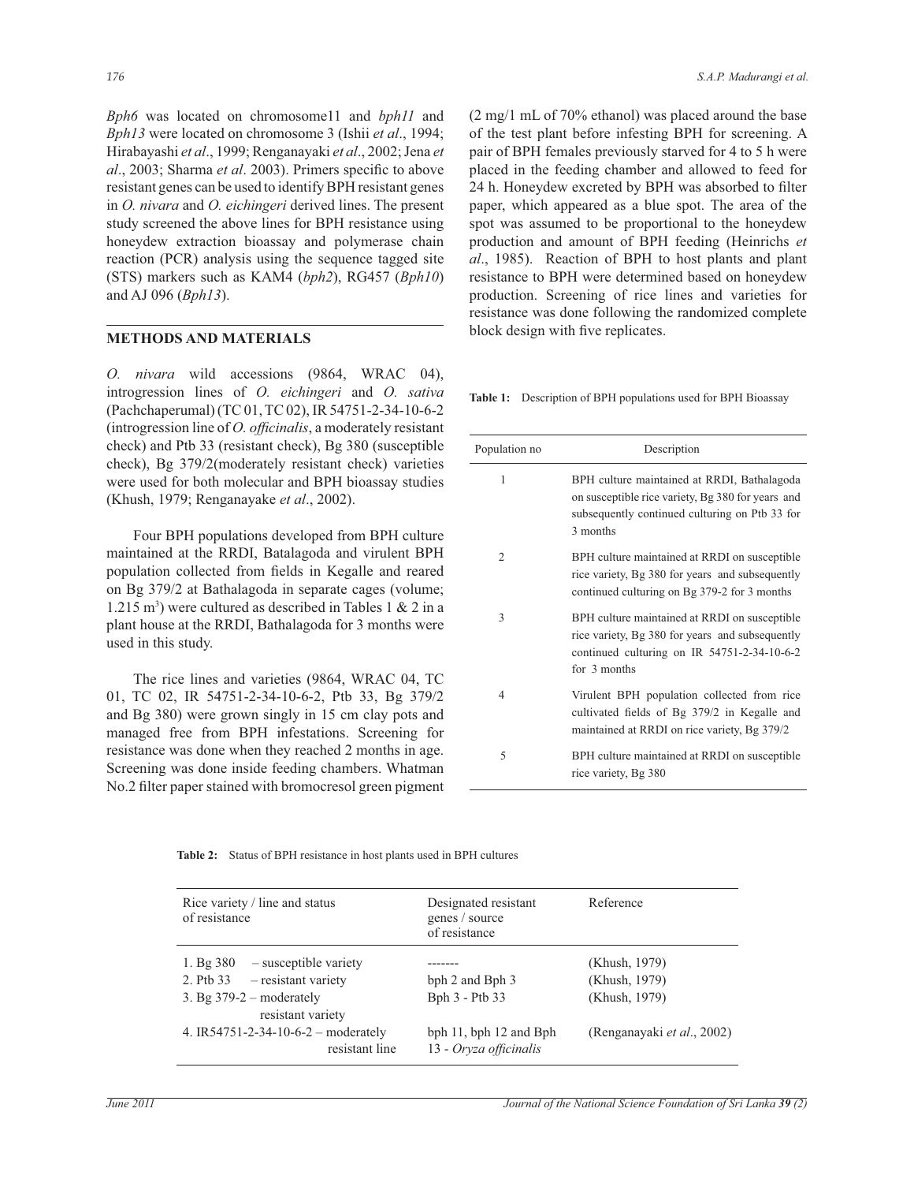*Bph6* was located on chromosome11 and *bph11* and *Bph13* were located on chromosome 3 (Ishii *et al*., 1994; Hirabayashi *et al*., 1999; Renganayaki *et al*., 2002; Jena *et al*., 2003; Sharma *et al*. 2003). Primers specific to above resistant genes can be used to identify BPH resistant genes in *O. nivara* and *O. eichingeri* derived lines. The present study screened the above lines for BPH resistance using honeydew extraction bioassay and polymerase chain reaction (PCR) analysis using the sequence tagged site (STS) markers such as KAM4 (*bph2*), RG457 (*Bph10*) and AJ 096 (*Bph13*).

## METHODS AND MATERIALS

*O. nivara* wild accessions (9864, WRAC 04), introgression lines of *O. eichingeri* and *O. sativa* (Pachchaperumal) (TC 01, TC 02), IR 54751-2-34-10-6-2 (introgression line of *O. officinalis*, a moderately resistant check) and Ptb 33 (resistant check), Bg 380 (susceptible check), Bg 379/2(moderately resistant check) varieties were used for both molecular and BPH bioassay studies (Khush, 1979; Renganayake *et al*., 2002).

Four BPH populations developed from BPH culture maintained at the RRDI, Batalagoda and virulent BPH population collected from fields in Kegalle and reared on Bg 379/2 at Bathalagoda in separate cages (volume; 1.215 $m^3$) were cultured as described in Tables 1 & 2 in a plant house at the RRDI, Bathalagoda for 3 months were used in this study.

The rice lines and varieties (9864, WRAC 04, TC 01, TC 02, IR 54751-2-34-10-6-2, Ptb 33, Bg 379/2 and Bg 380) were grown singly in 15 cm clay pots and managed free from BPH infestations. Screening for resistance was done when they reached 2 months in age. Screening was done inside feeding chambers. Whatman No.2 filter paper stained with bromocresol green pigment (2 mg/1 mL of 70% ethanol) was placed around the base of the test plant before infesting BPH for screening. A pair of BPH females previously starved for 4 to 5 h were placed in the feeding chamber and allowed to feed for 24 h. Honeydew excreted by BPH was absorbed to filter paper, which appeared as a blue spot. The area of the spot was assumed to be proportional to the honeydew production and amount of BPH feeding (Heinrichs *et al*., 1985). Reaction of BPH to host plants and plant resistance to BPH were determined based on honeydew production. Screening of rice lines and varieties for resistance was done following the randomized complete block design with five replicates.

**Table 1:** Description of BPH populations used for BPH Bioassay

| Population no | Description |
|---|---|
| 1 | BPH culture maintained at RRDI, Bathalagoda on susceptible rice variety, Bg 380 for years and subsequently continued culturing on Ptb 33 for 3 months |
| 2 | BPH culture maintained at RRDI on susceptible rice variety, Bg 380 for years and subsequently continued culturing on Bg 379-2 for 3 months |
| 3 | BPH culture maintained at RRDI on susceptible rice variety, Bg 380 for years and subsequently continued culturing on IR 54751-2-34-10-6-2 for 3 months |
| 4 | Virulent BPH population collected from rice cultivated fields of Bg 379/2 in Kegalle and maintained at RRDI on rice variety, Bg 379/2 |
| 5 | BPH culture maintained at RRDI on susceptible rice variety, Bg 380 |

**Table 2:** Status of BPH resistance in host plants used in BPH cultures

| Rice variety / line and status of resistance | Designated resistant genes / source of resistance | Reference |
|---|---|---|
| 1. Bg 380 – susceptible variety | ------- | (Khush, 1979) |
| 2. Ptb 33 – resistant variety | bph 2 and Bph 3 | (Khush, 1979) |
| 3. Bg 379-2 – moderately resistant variety | Bph 3 - Ptb 33 | (Khush, 1979) |
| 4. IR54751-2-34-10-6-2 – moderately resistant line | bph 11, bph 12 and Bph 13 - *Oryza officinalis* | (Renganayaki *et al*., 2002) |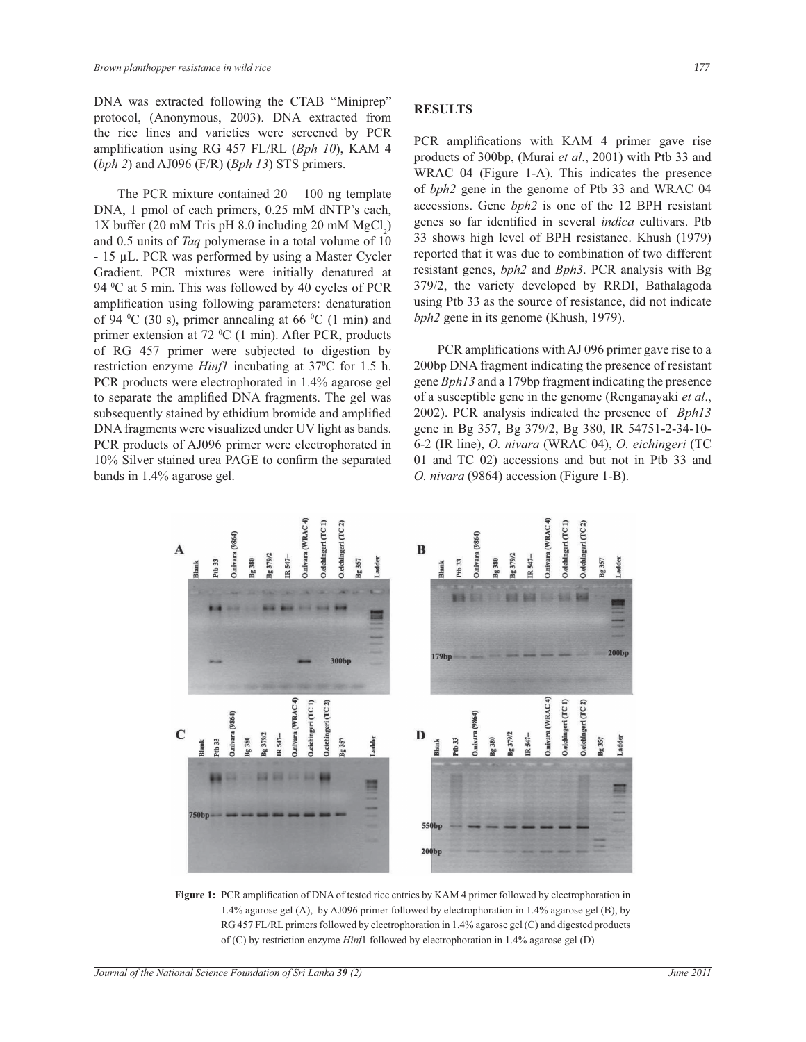DNA was extracted following the CTAB "Miniprep" protocol, (Anonymous, 2003). DNA extracted from the rice lines and varieties were screened by PCR amplification using RG 457 FL/RL (*Bph 10*), KAM 4 (*bph 2*) and AJ096 (F/R) (*Bph 13*) STS primers.

The PCR mixture contained 20 – 100 ng template DNA, 1 pmol of each primers, 0.25 mM dNTP's each, 1X buffer (20 mM Tris pH 8.0 including 20 mM $MgCl_2$) and 0.5 units of *Taq* polymerase in a total volume of 10 - 15 µL. PCR was performed by using a Master Cycler Gradient. PCR mixtures were initially denatured at 94 $^0$C at 5 min. This was followed by 40 cycles of PCR amplification using following parameters: denaturation of 94 $^0$C (30 s), primer annealing at 66 $^0$C (1 min) and primer extension at 72 $^0$C (1 min). After PCR, products of RG 457 primer were subjected to digestion by restriction enzyme *Hinf1* incubating at 37$^0$C for 1.5 h. PCR products were electrophorated in 1.4% agarose gel to separate the amplified DNA fragments. The gel was subsequently stained by ethidium bromide and amplified DNA fragments were visualized under UV light as bands. PCR products of AJ096 primer were electrophorated in 10% Silver stained urea PAGE to confirm the separated bands in 1.4% agarose gel.

## RESULTS

PCR amplifications with KAM 4 primer gave rise products of 300bp, (Murai *et al*., 2001) with Ptb 33 and WRAC 04 (Figure 1-A). This indicates the presence of *bph2* gene in the genome of Ptb 33 and WRAC 04 accessions. Gene *bph2* is one of the 12 BPH resistant genes so far identified in several *indica* cultivars. Ptb 33 shows high level of BPH resistance. Khush (1979) reported that it was due to combination of two different resistant genes, *bph2* and *Bph3*. PCR analysis with Bg 379/2, the variety developed by RRDI, Bathalagoda using Ptb 33 as the source of resistance, did not indicate *bph2* gene in its genome (Khush, 1979).

PCR amplifications with AJ 096 primer gave rise to a 200bp DNA fragment indicating the presence of resistant gene *Bph13* and a 179bp fragment indicating the presence of a susceptible gene in the genome (Renganayaki *et al*., 2002). PCR analysis indicated the presence of *Bph13* gene in Bg 357, Bg 379/2, Bg 380, IR 54751-2-34-10-6-2 (IR line), *O. nivara* (WRAC 04), *O. eichingeri* (TC 01 and TC 02) accessions and but not in Ptb 33 and *O. nivara* (9864) accession (Figure 1-B).

**Figure 1:** PCR amplification of DNA of tested rice entries by KAM 4 primer followed by electrophoration in 1.4% agarose gel (A), by AJ096 primer followed by electrophoration in 1.4% agarose gel (B), by RG 457 FL/RL primers followed by electrophoration in 1.4% agarose gel (C) and digested products of (C) by restriction enzyme *Hinf*1 followed by electrophoration in 1.4% agarose gel (D)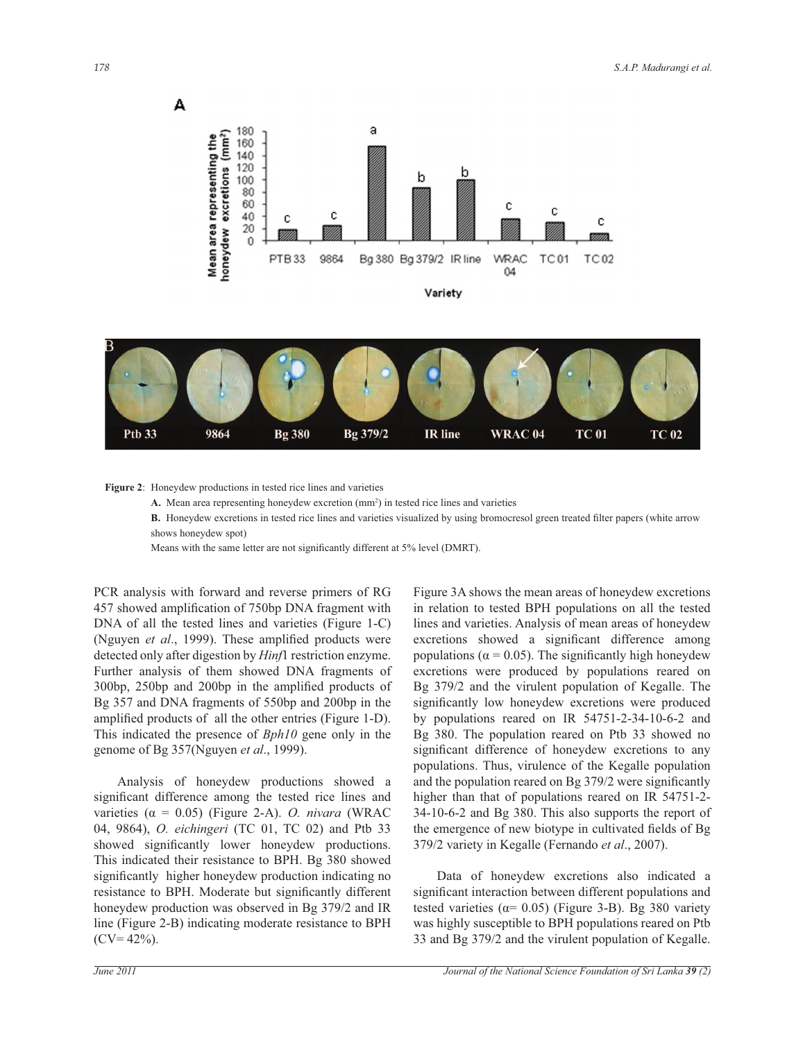**Figure 2**: Honeydew productions in tested rice lines and varieties

**A.** Mean area representing honeydew excretion ($mm^2$) in tested rice lines and varieties

**B.** Honeydew excretions in tested rice lines and varieties visualized by using bromocresol green treated filter papers (white arrow shows honeydew spot)

Means with the same letter are not significantly different at 5% level (DMRT).

PCR analysis with forward and reverse primers of RG 457 showed amplification of 750bp DNA fragment with DNA of all the tested lines and varieties (Figure 1-C) (Nguyen *et al*., 1999). These amplified products were detected only after digestion by *Hinf*1 restriction enzyme. Further analysis of them showed DNA fragments of 300bp, 250bp and 200bp in the amplified products of Bg 357 and DNA fragments of 550bp and 200bp in the amplified products of all the other entries (Figure 1-D). This indicated the presence of *Bph10* gene only in the genome of Bg 357(Nguyen *et al*., 1999).

Analysis of honeydew productions showed a significant difference among the tested rice lines and varieties ($\alpha$ = 0.05) (Figure 2-A). *O. nivara* (WRAC 04, 9864), *O. eichingeri* (TC 01, TC 02) and Ptb 33 showed significantly lower honeydew productions. This indicated their resistance to BPH. Bg 380 showed significantly higher honeydew production indicating no resistance to BPH. Moderate but significantly different honeydew production was observed in Bg 379/2 and IR line (Figure 2-B) indicating moderate resistance to BPH (CV= 42%).

Figure 3A shows the mean areas of honeydew excretions in relation to tested BPH populations on all the tested lines and varieties. Analysis of mean areas of honeydew excretions showed a significant difference among populations ($\alpha$ = 0.05). The significantly high honeydew excretions were produced by populations reared on Bg 379/2 and the virulent population of Kegalle. The significantly low honeydew excretions were produced by populations reared on IR 54751-2-34-10-6-2 and Bg 380. The population reared on Ptb 33 showed no significant difference of honeydew excretions to any populations. Thus, virulence of the Kegalle population and the population reared on Bg 379/2 were significantly higher than that of populations reared on IR 54751-2-34-10-6-2 and Bg 380. This also supports the report of the emergence of new biotype in cultivated fields of Bg 379/2 variety in Kegalle (Fernando *et al*., 2007).

Data of honeydew excretions also indicated a significant interaction between different populations and tested varieties ($\alpha$= 0.05) (Figure 3-B). Bg 380 variety was highly susceptible to BPH populations reared on Ptb 33 and Bg 379/2 and the virulent population of Kegalle.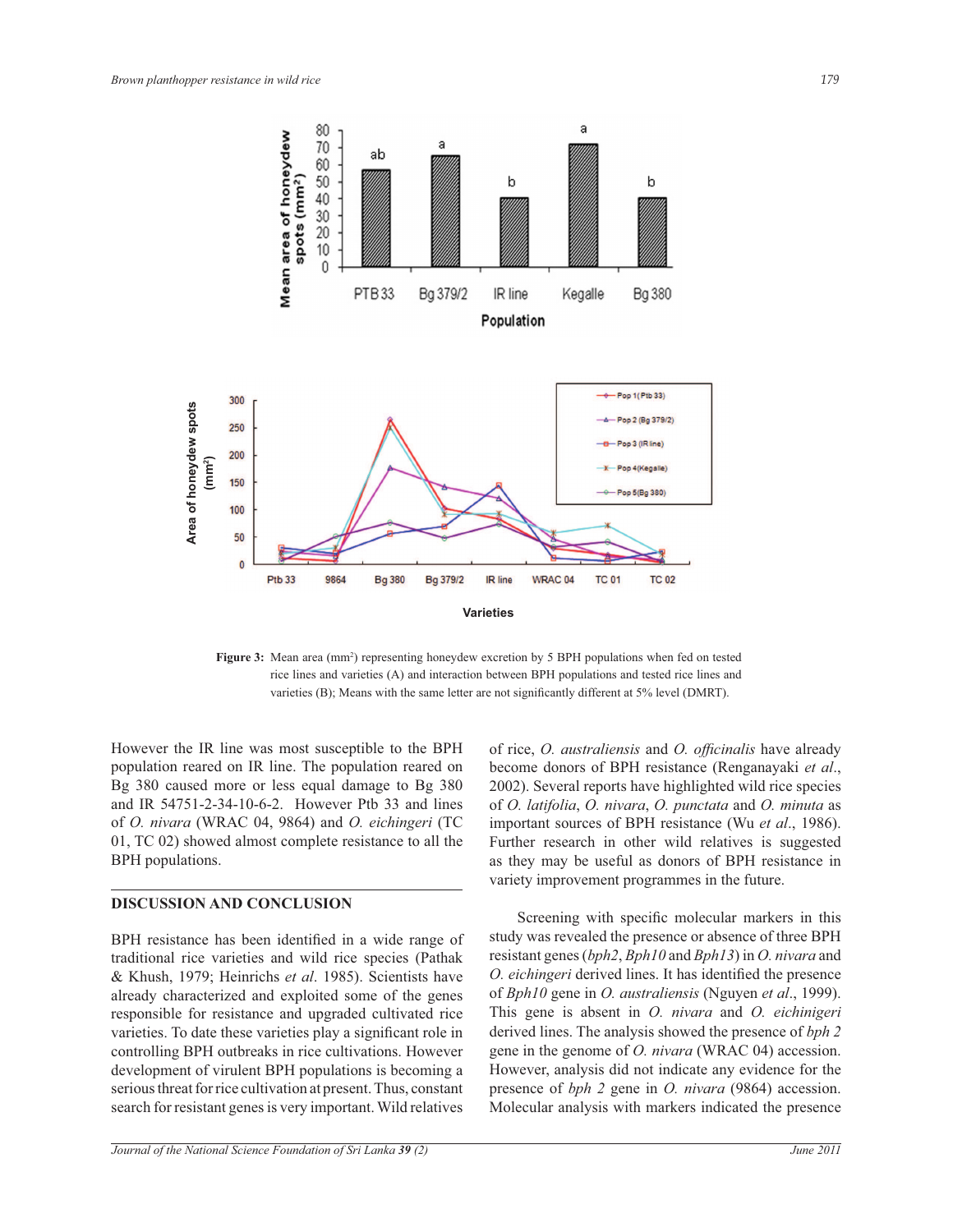Figure 3: Mean area (mm²) representing honeydew excretion by 5 BPH populations when fed on tested rice lines and varieties (A) and interaction between BPH populations and tested rice lines and varieties (B); Means with the same letter are not significantly different at 5% level (DMRT).

However the IR line was most susceptible to the BPH population reared on IR line. The population reared on Bg 380 caused more or less equal damage to Bg 380 and IR 54751-2-34-10-6-2. However Ptb 33 and lines of *O. nivara* (WRAC 04, 9864) and *O. eichingeri* (TC 01, TC 02) showed almost complete resistance to all the BPH populations.

## DISCUSSION AND CONCLUSION

BPH resistance has been identified in a wide range of traditional rice varieties and wild rice species (Pathak & Khush, 1979; Heinrichs *et al*. 1985). Scientists have already characterized and exploited some of the genes responsible for resistance and upgraded cultivated rice varieties. To date these varieties play a significant role in controlling BPH outbreaks in rice cultivations. However development of virulent BPH populations is becoming a serious threat for rice cultivation at present. Thus, constant search for resistant genes is very important. Wild relatives of rice, *O. australiensis* and *O. officinalis* have already become donors of BPH resistance (Renganayaki *et al*., 2002). Several reports have highlighted wild rice species of *O. latifolia*, *O. nivara*, *O. punctata* and *O. minuta* as important sources of BPH resistance (Wu *et al*., 1986). Further research in other wild relatives is suggested as they may be useful as donors of BPH resistance in variety improvement programmes in the future.

Screening with specific molecular markers in this study was revealed the presence or absence of three BPH resistant genes (*bph2*, *Bph10* and *Bph13*) in *O. nivara* and *O. eichingeri* derived lines. It has identified the presence of *Bph10* gene in *O. australiensis* (Nguyen *et al*., 1999). This gene is absent in *O. nivara* and *O. eichinigeri* derived lines. The analysis showed the presence of *bph 2* gene in the genome of *O. nivara* (WRAC 04) accession. However, analysis did not indicate any evidence for the presence of *bph 2* gene in *O. nivara* (9864) accession. Molecular analysis with markers indicated the presence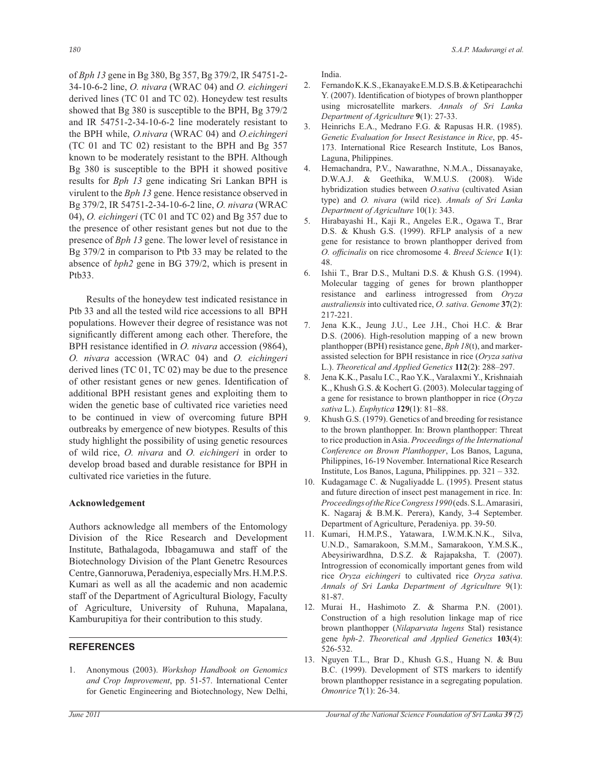of *Bph 13* gene in Bg 380, Bg 357, Bg 379/2, IR 54751-2-34-10-6-2 line, *O. nivara* (WRAC 04) and *O. eichingeri* derived lines (TC 01 and TC 02). Honeydew test results showed that Bg 380 is susceptible to the BPH, Bg 379/2 and IR 54751-2-34-10-6-2 line moderately resistant to the BPH while, *O.nivara* (WRAC 04) and *O.eichingeri* (TC 01 and TC 02) resistant to the BPH and Bg 357 known to be moderately resistant to the BPH. Although Bg 380 is susceptible to the BPH it showed positive results for *Bph 13* gene indicating Sri Lankan BPH is virulent to the *Bph 13* gene. Hence resistance observed in Bg 379/2, IR 54751-2-34-10-6-2 line, *O. nivara* (WRAC 04), *O. eichingeri* (TC 01 and TC 02) and Bg 357 due to the presence of other resistant genes but not due to the presence of *Bph 13* gene. The lower level of resistance in Bg 379/2 in comparison to Ptb 33 may be related to the absence of *bph2* gene in BG 379/2, which is present in Ptb33.

Results of the honeydew test indicated resistance in Ptb 33 and all the tested wild rice accessions to all BPH populations. However their degree of resistance was not significantly different among each other. Therefore, the BPH resistance identified in *O. nivara* accession (9864), *O. nivara* accession (WRAC 04) and *O. eichingeri* derived lines (TC 01, TC 02) may be due to the presence of other resistant genes or new genes. Identification of additional BPH resistant genes and exploiting them to widen the genetic base of cultivated rice varieties need to be continued in view of overcoming future BPH outbreaks by emergence of new biotypes. Results of this study highlight the possibility of using genetic resources of wild rice, *O. nivara* and *O. eichingeri* in order to develop broad based and durable resistance for BPH in cultivated rice varieties in the future.

**Acknowledgement**

Authors acknowledge all members of the Entomology Division of the Rice Research and Development Institute, Bathalagoda, Ibbagamuwa and staff of the Biotechnology Division of the Plant Genetrc Resources Centre, Gannoruwa, Peradeniya, especially Mrs. H.M.P.S. Kumari as well as all the academic and non academic staff of the Department of Agricultural Biology, Faculty of Agriculture, University of Ruhuna, Mapalana, Kamburupitiya for their contribution to this study.

## REFERENCES

1. Anonymous (2003). *Workshop Handbook on Genomics and Crop Improvement*, pp. 51-57. International Center for Genetic Engineering and Biotechnology, New Delhi, India.
2. Fernando K.K.S., Ekanayake E.M.D.S.B. & Ketipearachchi Y. (2007). Identification of biotypes of brown planthopper using microsatellite markers. *Annals of Sri Lanka Department of Agriculture* **9**(1): 27-33.
3. Heinrichs E.A., Medrano F.G. & Rapusas H.R. (1985). *Genetic Evaluation for Insect Resistance in Rice*, pp. 45-173. International Rice Research Institute, Los Banos, Laguna, Philippines.
4. Hemachandra, P.V., Nawarathne, N.M.A., Dissanayake, D.W.A.J. & Geethika, W.M.U.S. (2008). Wide hybridization studies between *O.sativa* (cultivated Asian type) and *O. nivara* (wild rice). *Annals of Sri Lanka Department of Agriculture* 10(1): 343.
5. Hirabayashi H., Kaji R., Angeles E.R., Ogawa T., Brar D.S. & Khush G.S. (1999). RFLP analysis of a new gene for resistance to brown planthopper derived from *O. officinalis* on rice chromosome 4. *Breed Science* **1**(1): 48.
6. Ishii T., Brar D.S., Multani D.S. & Khush G.S. (1994). Molecular tagging of genes for brown planthopper resistance and earliness introgressed from *Oryza australiensis* into cultivated rice, *O. sativa*. *Genome* **37**(2): 217-221.
7. Jena K.K., Jeung J.U., Lee J.H., Choi H.C. & Brar D.S. (2006). High-resolution mapping of a new brown planthopper (BPH) resistance gene, *Bph 18*(t), and marker-assisted selection for BPH resistance in rice (*Oryza sativa* L.). *Theoretical and Applied Genetics* **112**(2): 288–297.
8. Jena K.K., Pasalu I.C., Rao Y.K., Varalaxmi Y., Krishnaiah K., Khush G.S. & Kochert G. (2003). Molecular tagging of a gene for resistance to brown planthopper in rice (*Oryza sativa* L.). *Euphytica* **129**(1): 81–88.
9. Khush G.S. (1979). Genetics of and breeding for resistance to the brown planthopper. In: Brown planthopper: Threat to rice production in Asia. *Proceedings of the International Conference on Brown Planthopper*, Los Banos, Laguna, Philippines, 16-19 November. International Rice Research Institute, Los Banos, Laguna, Philippines. pp. 321 – 332.
10. Kudagamage C. & Nugaliyadde L. (1995). Present status and future direction of insect pest management in rice. In: *Proceedings of the Rice Congress 1990* (eds. S.L. Amarasiri, K. Nagaraj & B.M.K. Perera), Kandy, 3-4 September. Department of Agriculture, Peradeniya. pp. 39-50.
11. Kumari, H.M.P.S., Yatawara, I.W.M.K.N.K., Silva, U.N.D., Samarakoon, S.M.M., Samarakoon, Y.M.S.K., Abeysiriwardhna, D.S.Z. & Rajapaksha, T. (2007). Introgression of economically important genes from wild rice *Oryza eichingeri* to cultivated rice *Oryza sativa*. *Annals of Sri Lanka Department of Agriculture* 9(1): 81-87.
12. Murai H., Hashimoto Z. & Sharma P.N. (2001). Construction of a high resolution linkage map of rice brown planthopper (*Nilaparvata lugens* Stal) resistance gene *bph-2*. *Theoretical and Applied Genetics* **103**(4): 526-532.
13. Nguyen T.L., Brar D., Khush G.S., Huang N. & Buu B.C. (1999). Development of STS markers to identify brown planthopper resistance in a segregating population. *Omonrice* **7**(1): 26-34.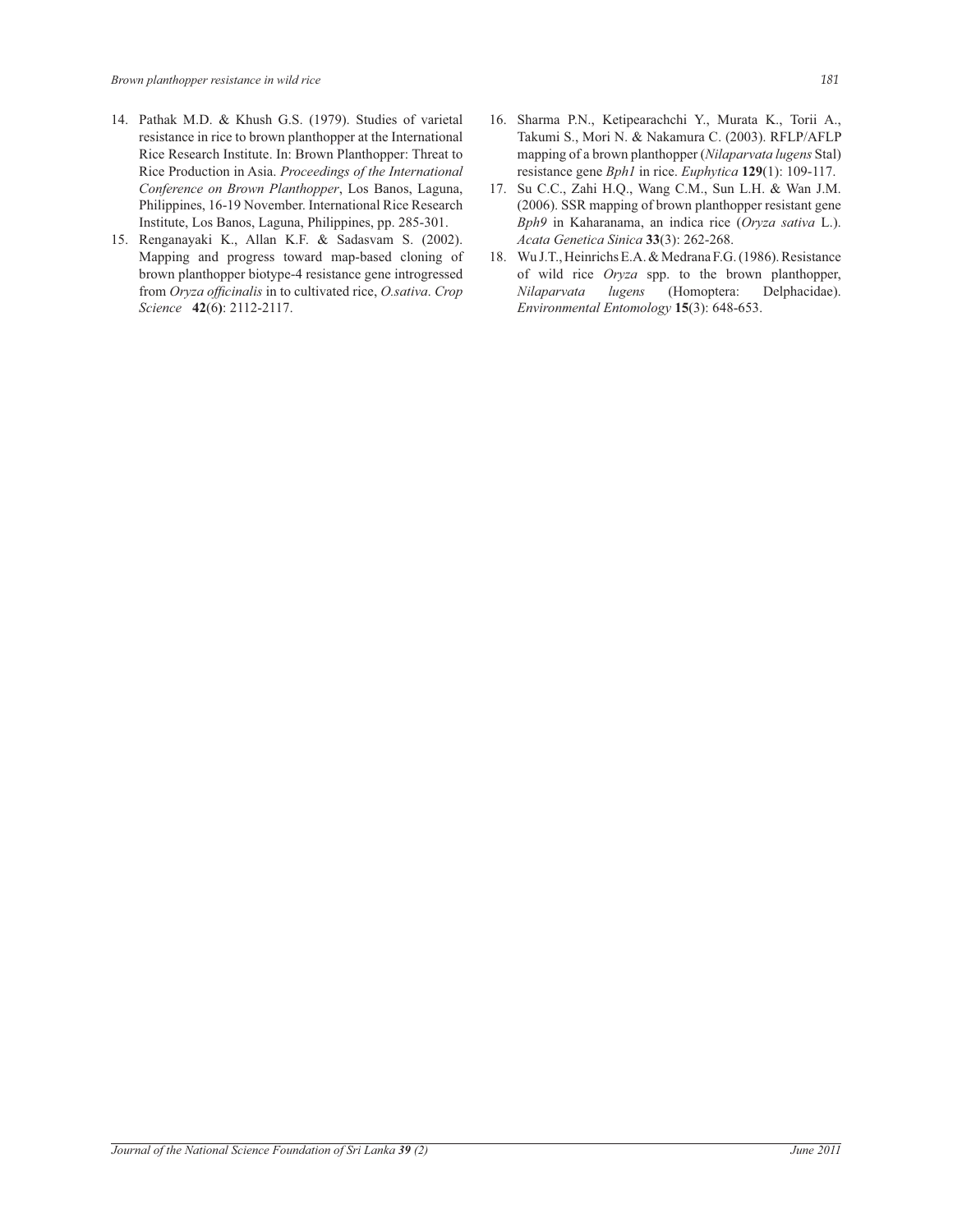14. Pathak M.D. & Khush G.S. (1979). Studies of varietal resistance in rice to brown planthopper at the International Rice Research Institute. In: Brown Planthopper: Threat to Rice Production in Asia. *Proceedings of the International Conference on Brown Planthopper*, Los Banos, Laguna, Philippines, 16-19 November. International Rice Research Institute, Los Banos, Laguna, Philippines, pp. 285-301.
15. Renganayaki K., Allan K.F. & Sadasvam S. (2002). Mapping and progress toward map-based cloning of brown planthopper biotype-4 resistance gene introgressed from *Oryza officinalis* in to cultivated rice, *O.sativa*. *Crop Science* **42**(6**)**: 2112-2117.
16. Sharma P.N., Ketipearachchi Y., Murata K., Torii A., Takumi S., Mori N. & Nakamura C. (2003). RFLP/AFLP mapping of a brown planthopper (*Nilaparvata lugens* Stal) resistance gene *Bph1* in rice. *Euphytica* **129**(1): 109-117.
17. Su C.C., Zahi H.Q., Wang C.M., Sun L.H. & Wan J.M. (2006). SSR mapping of brown planthopper resistant gene *Bph9* in Kaharanama, an indica rice (*Oryza sativa* L.). *Acata Genetica Sinica* **33**(3): 262-268.
18. Wu J.T., Heinrichs E.A. & Medrana F.G. (1986). Resistance of wild rice *Oryza* spp. to the brown planthopper, *Nilaparvata lugens* (Homoptera: Delphacidae). *Environmental Entomology* **15**(3): 648-653.